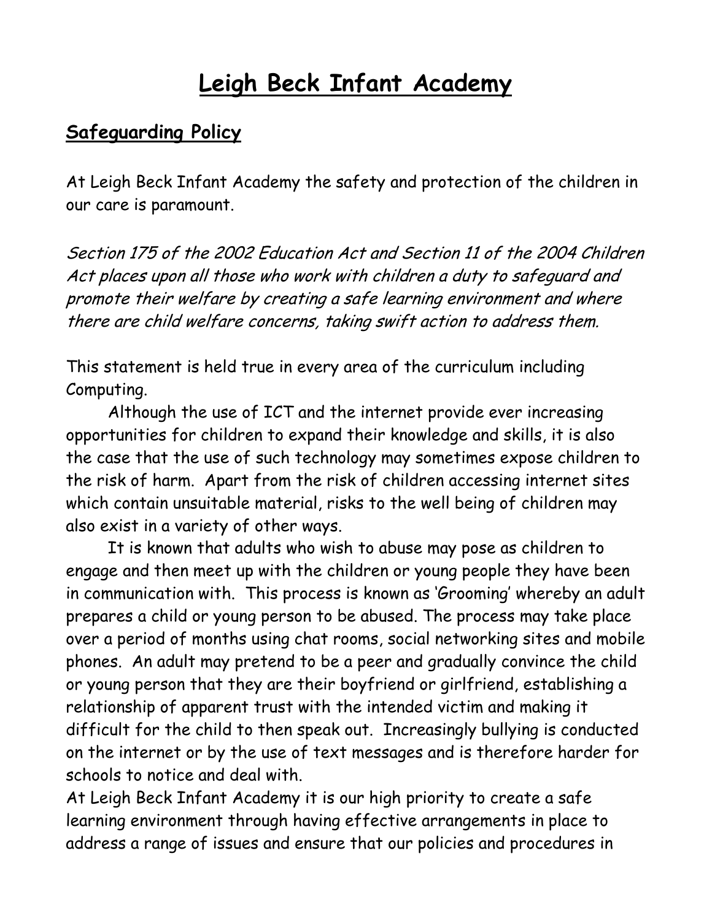# Leigh Beck Infant Academy

## Safeguarding Policy

At Leigh Beck Infant Academy the safety and protection of the children in our care is paramount.

*Section 175 of the 2002 Education Act and Section 11 of the 2004 Children Act places upon all those who work with children a duty to safeguard and promote their welfare by creating a safe learning environment and where there are child welfare concerns, taking swift action to address them.*

This statement is held true in every area of the curriculum including Computing.

Although the use of ICT and the internet provide ever increasing opportunities for children to expand their knowledge and skills, it is also the case that the use of such technology may sometimes expose children to the risk of harm. Apart from the risk of children accessing internet sites which contain unsuitable material, risks to the well being of children may also exist in a variety of other ways.

It is known that adults who wish to abuse may pose as children to engage and then meet up with the children or young people they have been in communication with. This process is known as 'Grooming' whereby an adult prepares a child or young person to be abused. The process may take place over a period of months using chat rooms, social networking sites and mobile phones. An adult may pretend to be a peer and gradually convince the child or young person that they are their boyfriend or girlfriend, establishing a relationship of apparent trust with the intended victim and making it difficult for the child to then speak out. Increasingly bullying is conducted on the internet or by the use of text messages and is therefore harder for schools to notice and deal with.

At Leigh Beck Infant Academy it is our high priority to create a safe learning environment through having effective arrangements in place to address a range of issues and ensure that our policies and procedures in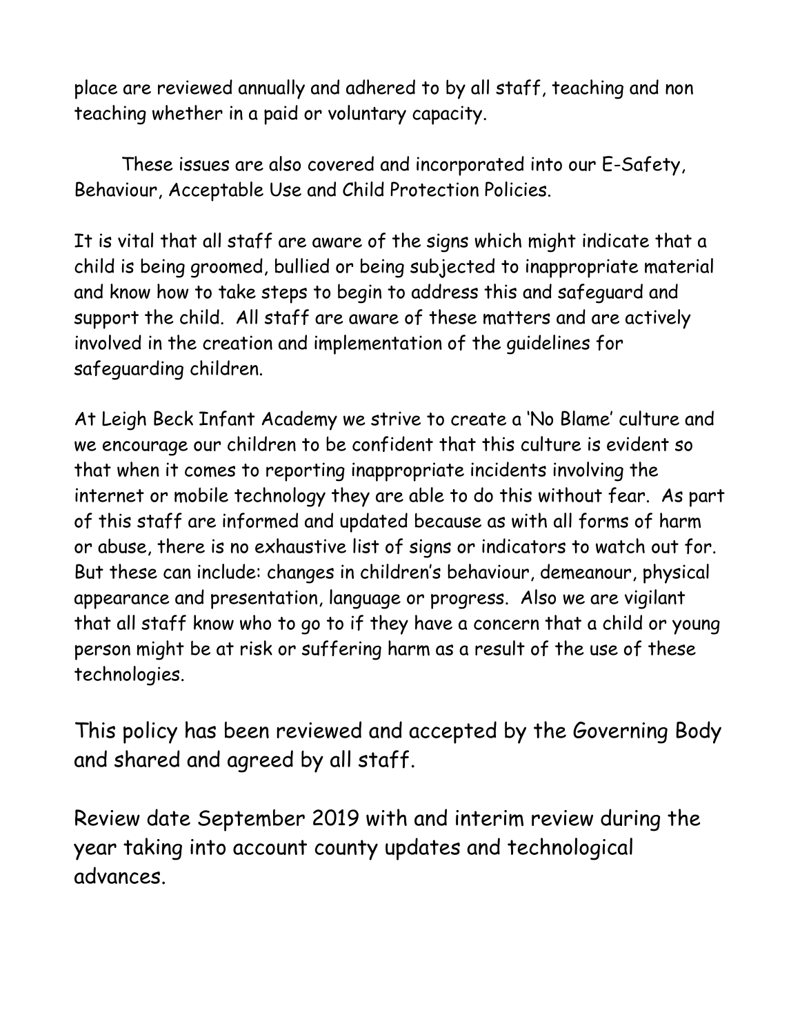place are reviewed annually and adhered to by all staff, teaching and non teaching whether in a paid or voluntary capacity.

These issues are also covered and incorporated into our E-Safety, Behaviour, Acceptable Use and Child Protection Policies.

It is vital that all staff are aware of the signs which might indicate that a child is being groomed, bullied or being subjected to inappropriate material and know how to take steps to begin to address this and safeguard and support the child. All staff are aware of these matters and are actively involved in the creation and implementation of the guidelines for safeguarding children.

At Leigh Beck Infant Academy we strive to create a 'No Blame' culture and we encourage our children to be confident that this culture is evident so that when it comes to reporting inappropriate incidents involving the internet or mobile technology they are able to do this without fear. As part of this staff are informed and updated because as with all forms of harm or abuse, there is no exhaustive list of signs or indicators to watch out for. But these can include: changes in children's behaviour, demeanour, physical appearance and presentation, language or progress. Also we are vigilant that all staff know who to go to if they have a concern that a child or young person might be at risk or suffering harm as a result of the use of these technologies.

This policy has been reviewed and accepted by the Governing Body and shared and agreed by all staff.

Review date September 2019 with and interim review during the year taking into account county updates and technological advances.